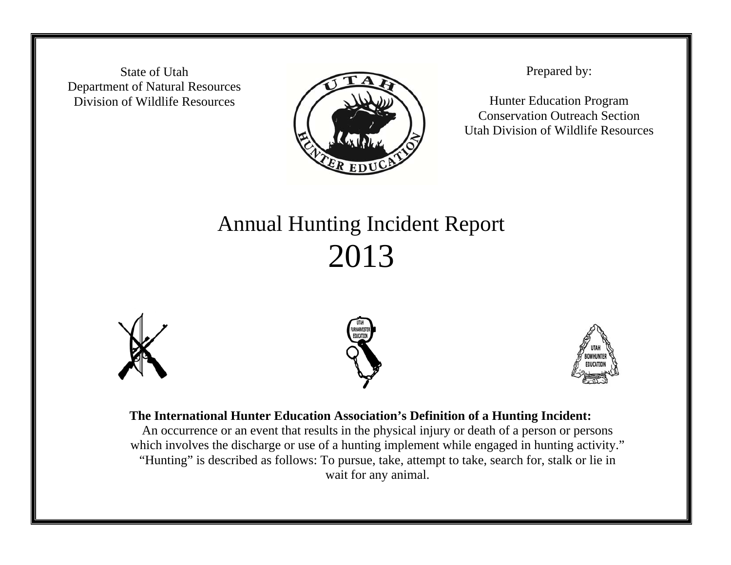State of Utah
Department of Natural Resources
Division of Wildlife Resources

Prepared by:

Hunter Education Program
Conservation Outreach Section
Utah Division of Wildlife Resources

# Annual Hunting Incident Report
# 2013

**The International Hunter Education Association's Definition of a Hunting Incident:**
An occurrence or an event that results in the physical injury or death of a person or persons which involves the discharge or use of a hunting implement while engaged in hunting activity."
"Hunting" is described as follows: To pursue, take, attempt to take, search for, stalk or lie in wait for any animal.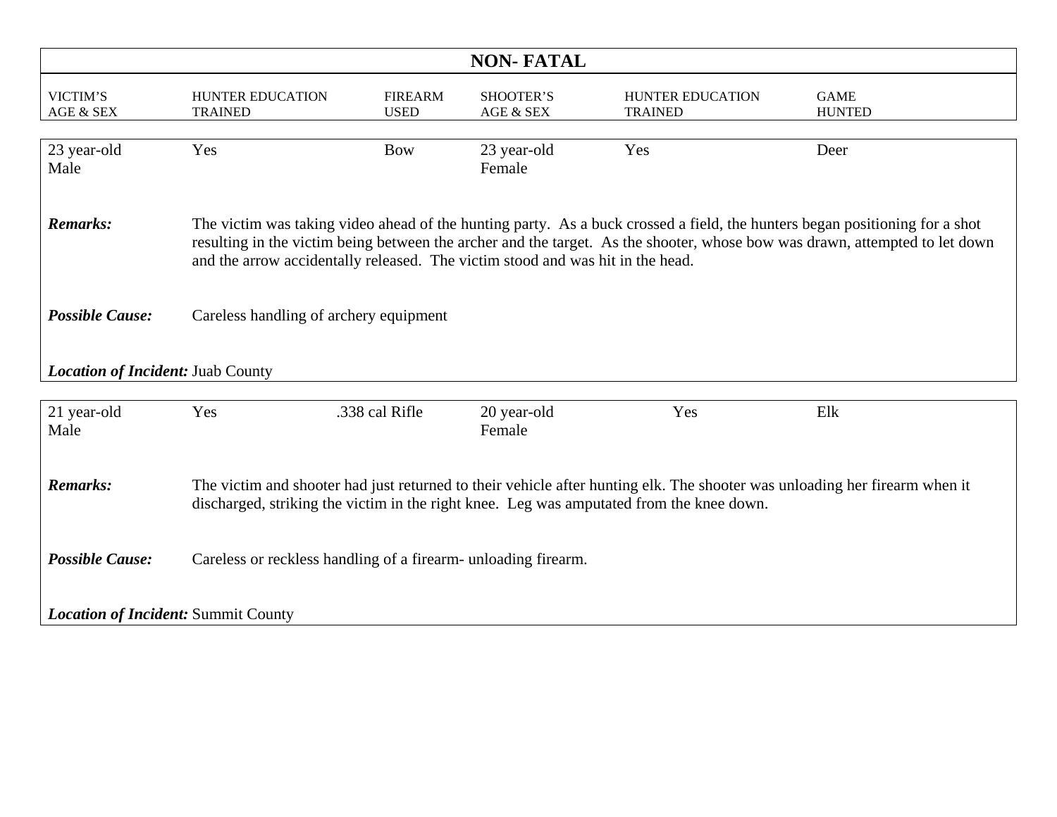## NON- FATAL

| VICTIM'S AGE & SEX | HUNTER EDUCATION TRAINED | FIREARM USED | SHOOTER'S AGE & SEX | HUNTER EDUCATION TRAINED | GAME HUNTED |
|---|---|---|---|---|---|
| 23 year-old Male | Yes | Bow | 23 year-old Female | Yes | Deer |

***Remarks:*** The victim was taking video ahead of the hunting party. As a buck crossed a field, the hunters began positioning for a shot resulting in the victim being between the archer and the target. As the shooter, whose bow was drawn, attempted to let down and the arrow accidentally released. The victim stood and was hit in the head.

***Possible Cause:*** Careless handling of archery equipment

***Location of Incident:*** Juab County

| VICTIM'S AGE & SEX | HUNTER EDUCATION TRAINED | FIREARM USED | SHOOTER'S AGE & SEX | HUNTER EDUCATION TRAINED | GAME HUNTED |
|---|---|---|---|---|---|
| 21 year-old Male | Yes | .338 cal Rifle | 20 year-old Female | Yes | Elk |

***Remarks:*** The victim and shooter had just returned to their vehicle after hunting elk. The shooter was unloading her firearm when it discharged, striking the victim in the right knee. Leg was amputated from the knee down.

***Possible Cause:*** Careless or reckless handling of a firearm- unloading firearm.

***Location of Incident:*** Summit County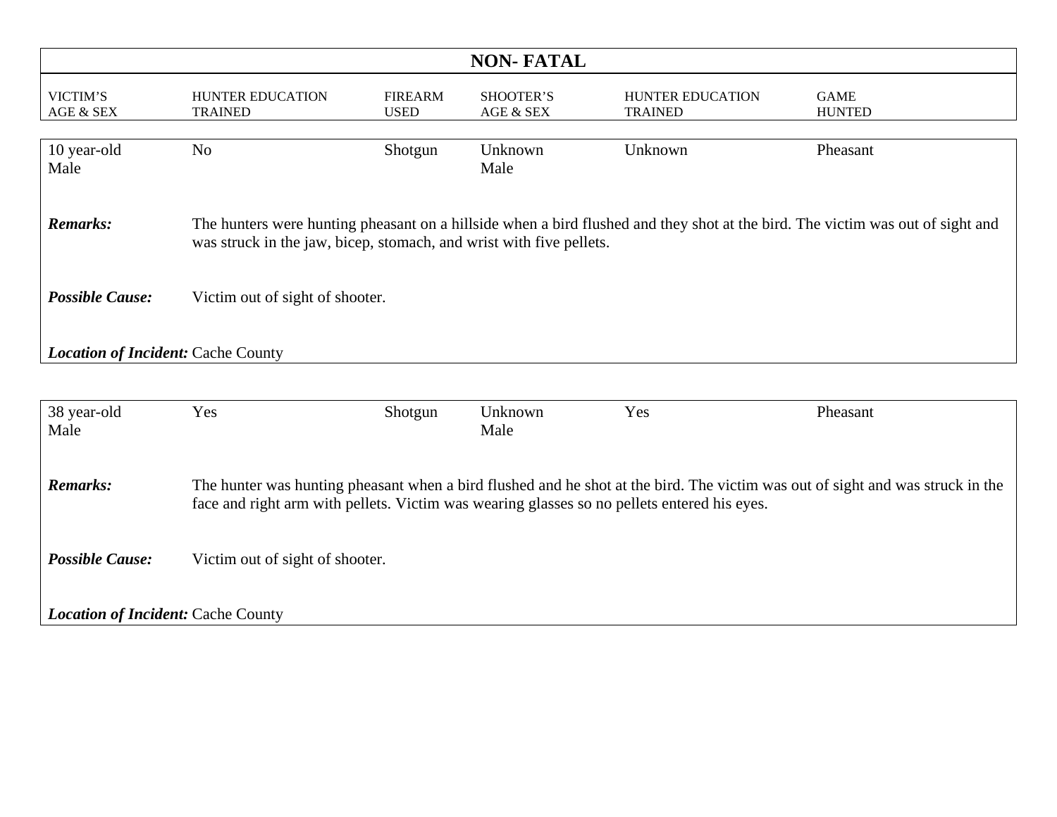## NON- FATAL

| VICTIM'S AGE & SEX | HUNTER EDUCATION TRAINED | FIREARM USED | SHOOTER'S AGE & SEX | HUNTER EDUCATION TRAINED | GAME HUNTED |
|---|---|---|---|---|---|
| 10 year-old Male | No | Shotgun | Unknown Male | Unknown | Pheasant |

***Remarks:*** The hunters were hunting pheasant on a hillside when a bird flushed and they shot at the bird. The victim was out of sight and was struck in the jaw, bicep, stomach, and wrist with five pellets.

***Possible Cause:*** Victim out of sight of shooter.

***Location of Incident:*** Cache County

| VICTIM'S AGE & SEX | HUNTER EDUCATION TRAINED | FIREARM USED | SHOOTER'S AGE & SEX | HUNTER EDUCATION TRAINED | GAME HUNTED |
|---|---|---|---|---|---|
| 38 year-old Male | Yes | Shotgun | Unknown Male | Yes | Pheasant |

***Remarks:*** The hunter was hunting pheasant when a bird flushed and he shot at the bird. The victim was out of sight and was struck in the face and right arm with pellets. Victim was wearing glasses so no pellets entered his eyes.

***Possible Cause:*** Victim out of sight of shooter.

***Location of Incident:*** Cache County